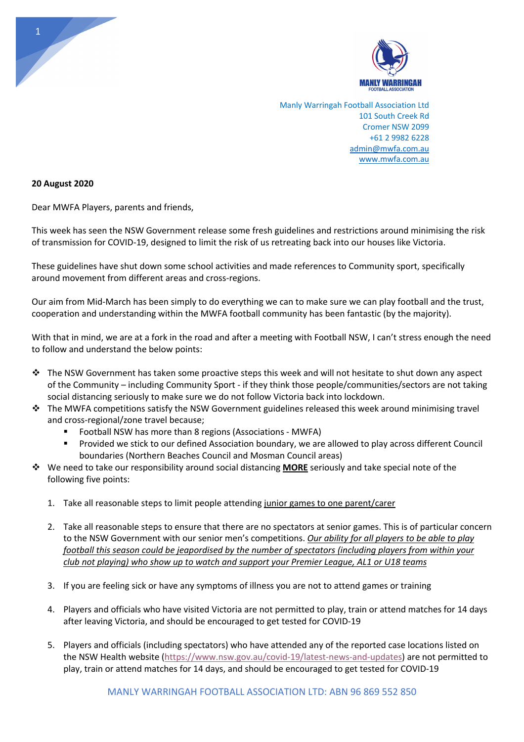Manly Warringah Football Association Ltd
101 South Creek Rd
Cromer NSW 2099
+61 2 9982 6228
admin@mwfa.com.au
www.mwfa.com.au

**20 August 2020**

Dear MWFA Players, parents and friends,

This week has seen the NSW Government release some fresh guidelines and restrictions around minimising the risk of transmission for COVID-19, designed to limit the risk of us retreating back into our houses like Victoria.

These guidelines have shut down some school activities and made references to Community sport, specifically around movement from different areas and cross-regions.

Our aim from Mid-March has been simply to do everything we can to make sure we can play football and the trust, cooperation and understanding within the MWFA football community has been fantastic (by the majority).

With that in mind, we are at a fork in the road and after a meeting with Football NSW, I can't stress enough the need to follow and understand the below points:

- The NSW Government has taken some proactive steps this week and will not hesitate to shut down any aspect of the Community – including Community Sport - if they think those people/communities/sectors are not taking social distancing seriously to make sure we do not follow Victoria back into lockdown.
- The MWFA competitions satisfy the NSW Government guidelines released this week around minimising travel and cross-regional/zone travel because;
  - Football NSW has more than 8 regions (Associations - MWFA)
  - Provided we stick to our defined Association boundary, we are allowed to play across different Council boundaries (Northern Beaches Council and Mosman Council areas)
- We need to take our responsibility around social distancing **MORE** seriously and take special note of the following five points:

1. Take all reasonable steps to limit people attending junior games to one parent/carer

2. Take all reasonable steps to ensure that there are no spectators at senior games. This is of particular concern to the NSW Government with our senior men's competitions. *Our ability for all players to be able to play football this season could be jeopardised by the number of spectators (including players from within your club not playing) who show up to watch and support your Premier League, AL1 or U18 teams*

3. If you are feeling sick or have any symptoms of illness you are not to attend games or training

4. Players and officials who have visited Victoria are not permitted to play, train or attend matches for 14 days after leaving Victoria, and should be encouraged to get tested for COVID-19

5. Players and officials (including spectators) who have attended any of the reported case locations listed on the NSW Health website (https://www.nsw.gov.au/covid-19/latest-news-and-updates) are not permitted to play, train or attend matches for 14 days, and should be encouraged to get tested for COVID-19

MANLY WARRINGAH FOOTBALL ASSOCIATION LTD: ABN 96 869 552 850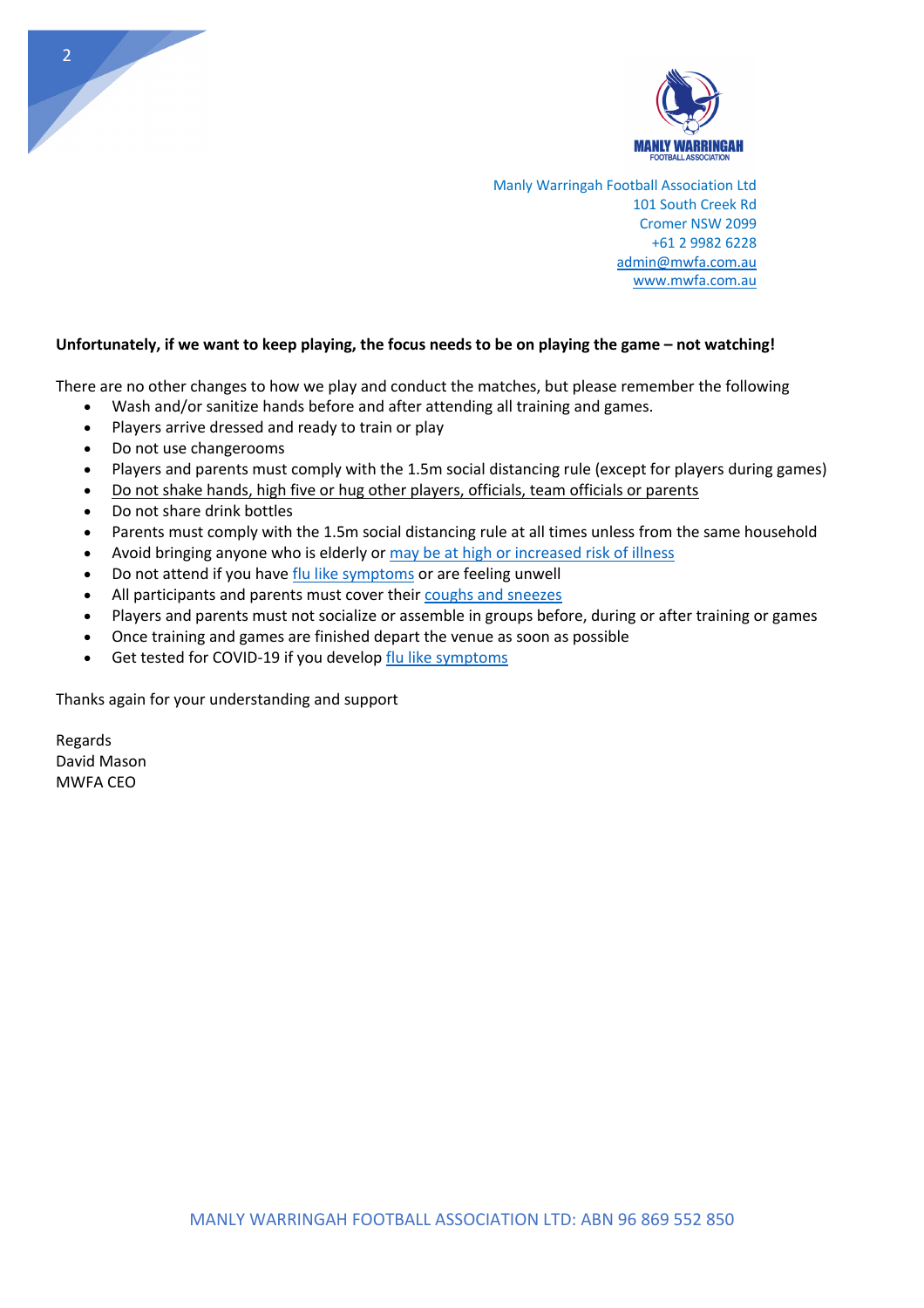Manly Warringah Football Association Ltd
101 South Creek Rd
Cromer NSW 2099
+61 2 9982 6228
admin@mwfa.com.au
www.mwfa.com.au

**Unfortunately, if we want to keep playing, the focus needs to be on playing the game – not watching!**

There are no other changes to how we play and conduct the matches, but please remember the following

- Wash and/or sanitize hands before and after attending all training and games.
- Players arrive dressed and ready to train or play
- Do not use changerooms
- Players and parents must comply with the 1.5m social distancing rule (except for players during games)
- Do not shake hands, high five or hug other players, officials, team officials or parents
- Do not share drink bottles
- Parents must comply with the 1.5m social distancing rule at all times unless from the same household
- Avoid bringing anyone who is elderly or may be at high or increased risk of illness
- Do not attend if you have flu like symptoms or are feeling unwell
- All participants and parents must cover their coughs and sneezes
- Players and parents must not socialize or assemble in groups before, during or after training or games
- Once training and games are finished depart the venue as soon as possible
- Get tested for COVID-19 if you develop flu like symptoms

Thanks again for your understanding and support

Regards
David Mason
MWFA CEO

MANLY WARRINGAH FOOTBALL ASSOCIATION LTD: ABN 96 869 552 850